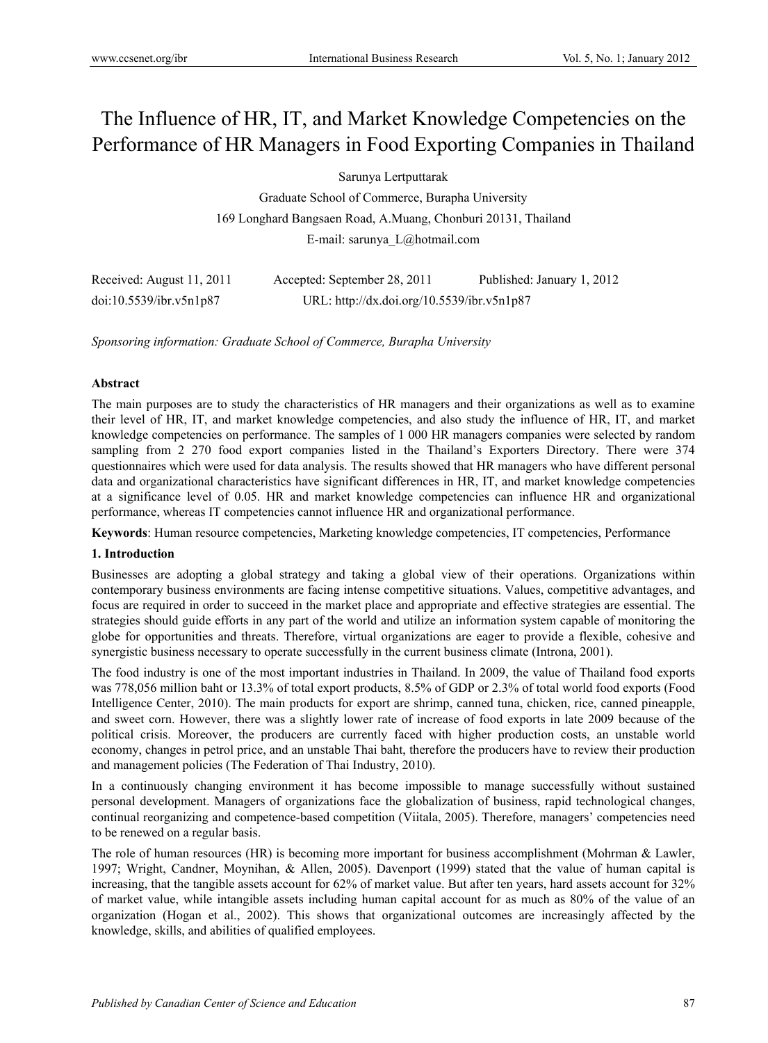# The Influence of HR, IT, and Market Knowledge Competencies on the Performance of HR Managers in Food Exporting Companies in Thailand

Sarunya Lertputtarak

Graduate School of Commerce, Burapha University

169 Longhard Bangsaen Road, A.Muang, Chonburi 20131, Thailand

E-mail: sarunya_L@hotmail.com

Received: August 11, 2011 Accepted: September 28, 2011 Published: January 1, 2012

doi:10.5539/ibr.v5n1p87 URL: http://dx.doi.org/10.5539/ibr.v5n1p87

*Sponsoring information: Graduate School of Commerce, Burapha University*

**Abstract**

The main purposes are to study the characteristics of HR managers and their organizations as well as to examine their level of HR, IT, and market knowledge competencies, and also study the influence of HR, IT, and market knowledge competencies on performance. The samples of 1 000 HR managers companies were selected by random sampling from 2 270 food export companies listed in the Thailand's Exporters Directory. There were 374 questionnaires which were used for data analysis. The results showed that HR managers who have different personal data and organizational characteristics have significant differences in HR, IT, and market knowledge competencies at a significance level of 0.05. HR and market knowledge competencies can influence HR and organizational performance, whereas IT competencies cannot influence HR and organizational performance.

**Keywords**: Human resource competencies, Marketing knowledge competencies, IT competencies, Performance

## 1. Introduction

Businesses are adopting a global strategy and taking a global view of their operations. Organizations within contemporary business environments are facing intense competitive situations. Values, competitive advantages, and focus are required in order to succeed in the market place and appropriate and effective strategies are essential. The strategies should guide efforts in any part of the world and utilize an information system capable of monitoring the globe for opportunities and threats. Therefore, virtual organizations are eager to provide a flexible, cohesive and synergistic business necessary to operate successfully in the current business climate (Introna, 2001).

The food industry is one of the most important industries in Thailand. In 2009, the value of Thailand food exports was 778,056 million baht or 13.3% of total export products, 8.5% of GDP or 2.3% of total world food exports (Food Intelligence Center, 2010). The main products for export are shrimp, canned tuna, chicken, rice, canned pineapple, and sweet corn. However, there was a slightly lower rate of increase of food exports in late 2009 because of the political crisis. Moreover, the producers are currently faced with higher production costs, an unstable world economy, changes in petrol price, and an unstable Thai baht, therefore the producers have to review their production and management policies (The Federation of Thai Industry, 2010).

In a continuously changing environment it has become impossible to manage successfully without sustained personal development. Managers of organizations face the globalization of business, rapid technological changes, continual reorganizing and competence-based competition (Viitala, 2005). Therefore, managers' competencies need to be renewed on a regular basis.

The role of human resources (HR) is becoming more important for business accomplishment (Mohrman & Lawler, 1997; Wright, Candner, Moynihan, & Allen, 2005). Davenport (1999) stated that the value of human capital is increasing, that the tangible assets account for 62% of market value. But after ten years, hard assets account for 32% of market value, while intangible assets including human capital account for as much as 80% of the value of an organization (Hogan et al., 2002). This shows that organizational outcomes are increasingly affected by the knowledge, skills, and abilities of qualified employees.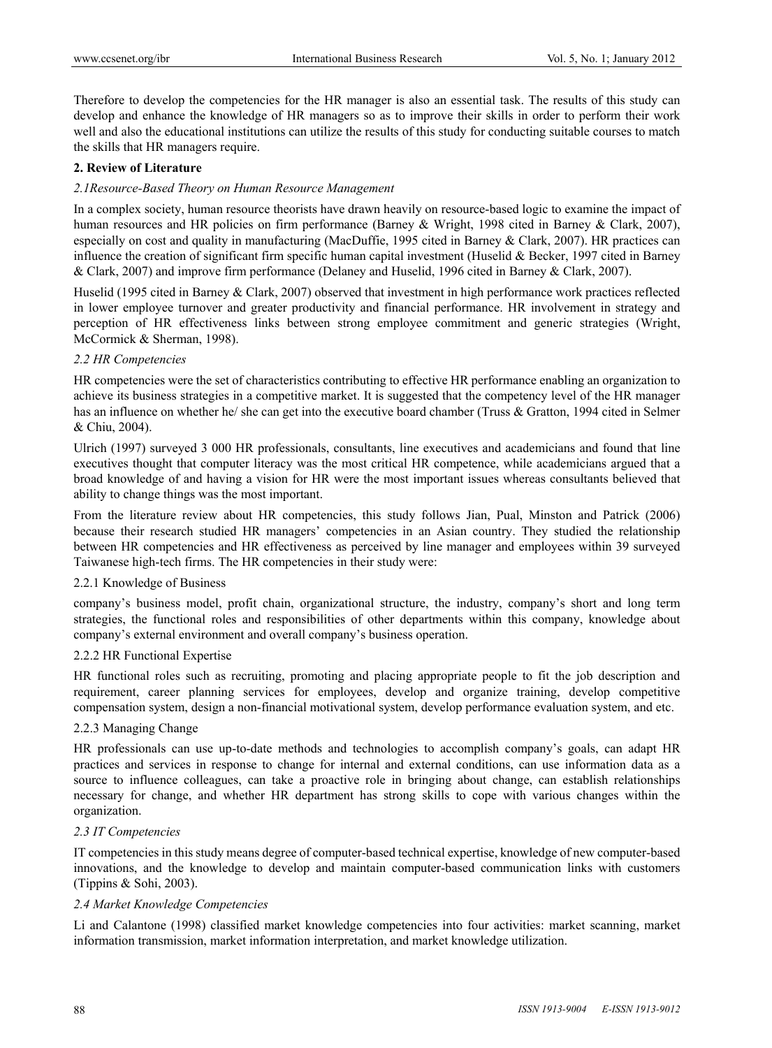Therefore to develop the competencies for the HR manager is also an essential task. The results of this study can develop and enhance the knowledge of HR managers so as to improve their skills in order to perform their work well and also the educational institutions can utilize the results of this study for conducting suitable courses to match the skills that HR managers require.

## 2. Review of Literature

### *2.1Resource-Based Theory on Human Resource Management*

In a complex society, human resource theorists have drawn heavily on resource-based logic to examine the impact of human resources and HR policies on firm performance (Barney & Wright, 1998 cited in Barney & Clark, 2007), especially on cost and quality in manufacturing (MacDuffie, 1995 cited in Barney & Clark, 2007). HR practices can influence the creation of significant firm specific human capital investment (Huselid & Becker, 1997 cited in Barney & Clark, 2007) and improve firm performance (Delaney and Huselid, 1996 cited in Barney & Clark, 2007).

Huselid (1995 cited in Barney & Clark, 2007) observed that investment in high performance work practices reflected in lower employee turnover and greater productivity and financial performance. HR involvement in strategy and perception of HR effectiveness links between strong employee commitment and generic strategies (Wright, McCormick & Sherman, 1998).

### *2.2 HR Competencies*

HR competencies were the set of characteristics contributing to effective HR performance enabling an organization to achieve its business strategies in a competitive market. It is suggested that the competency level of the HR manager has an influence on whether he/ she can get into the executive board chamber (Truss & Gratton, 1994 cited in Selmer & Chiu, 2004).

Ulrich (1997) surveyed 3 000 HR professionals, consultants, line executives and academicians and found that line executives thought that computer literacy was the most critical HR competence, while academicians argued that a broad knowledge of and having a vision for HR were the most important issues whereas consultants believed that ability to change things was the most important.

From the literature review about HR competencies, this study follows Jian, Pual, Minston and Patrick (2006) because their research studied HR managers' competencies in an Asian country. They studied the relationship between HR competencies and HR effectiveness as perceived by line manager and employees within 39 surveyed Taiwanese high-tech firms. The HR competencies in their study were:

#### 2.2.1 Knowledge of Business

company's business model, profit chain, organizational structure, the industry, company's short and long term strategies, the functional roles and responsibilities of other departments within this company, knowledge about company's external environment and overall company's business operation.

#### 2.2.2 HR Functional Expertise

HR functional roles such as recruiting, promoting and placing appropriate people to fit the job description and requirement, career planning services for employees, develop and organize training, develop competitive compensation system, design a non-financial motivational system, develop performance evaluation system, and etc.

#### 2.2.3 Managing Change

HR professionals can use up-to-date methods and technologies to accomplish company's goals, can adapt HR practices and services in response to change for internal and external conditions, can use information data as a source to influence colleagues, can take a proactive role in bringing about change, can establish relationships necessary for change, and whether HR department has strong skills to cope with various changes within the organization.

### *2.3 IT Competencies*

IT competencies in this study means degree of computer-based technical expertise, knowledge of new computer-based innovations, and the knowledge to develop and maintain computer-based communication links with customers (Tippins & Sohi, 2003).

### *2.4 Market Knowledge Competencies*

Li and Calantone (1998) classified market knowledge competencies into four activities: market scanning, market information transmission, market information interpretation, and market knowledge utilization.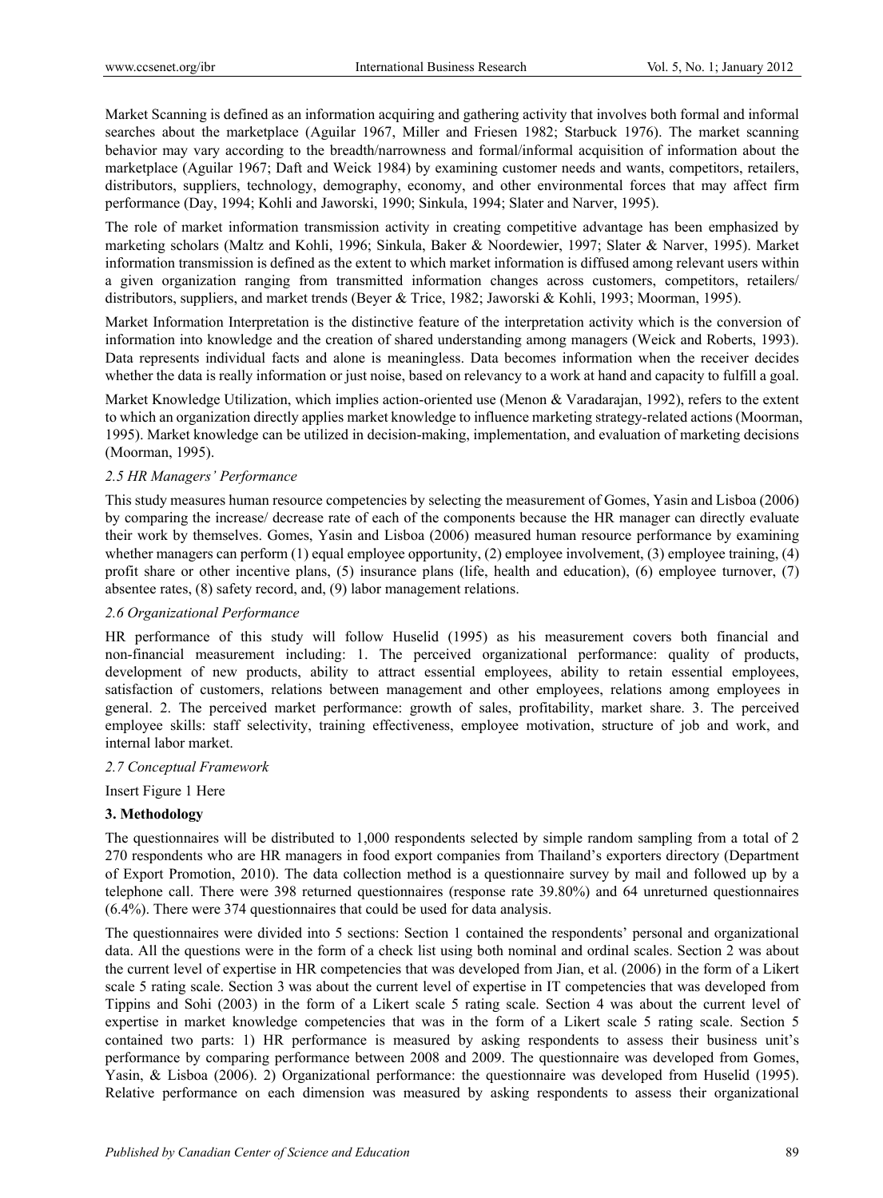Market Scanning is defined as an information acquiring and gathering activity that involves both formal and informal searches about the marketplace (Aguilar 1967, Miller and Friesen 1982; Starbuck 1976). The market scanning behavior may vary according to the breadth/narrowness and formal/informal acquisition of information about the marketplace (Aguilar 1967; Daft and Weick 1984) by examining customer needs and wants, competitors, retailers, distributors, suppliers, technology, demography, economy, and other environmental forces that may affect firm performance (Day, 1994; Kohli and Jaworski, 1990; Sinkula, 1994; Slater and Narver, 1995).

The role of market information transmission activity in creating competitive advantage has been emphasized by marketing scholars (Maltz and Kohli, 1996; Sinkula, Baker & Noordewier, 1997; Slater & Narver, 1995). Market information transmission is defined as the extent to which market information is diffused among relevant users within a given organization ranging from transmitted information changes across customers, competitors, retailers/ distributors, suppliers, and market trends (Beyer & Trice, 1982; Jaworski & Kohli, 1993; Moorman, 1995).

Market Information Interpretation is the distinctive feature of the interpretation activity which is the conversion of information into knowledge and the creation of shared understanding among managers (Weick and Roberts, 1993). Data represents individual facts and alone is meaningless. Data becomes information when the receiver decides whether the data is really information or just noise, based on relevancy to a work at hand and capacity to fulfill a goal.

Market Knowledge Utilization, which implies action-oriented use (Menon & Varadarajan, 1992), refers to the extent to which an organization directly applies market knowledge to influence marketing strategy-related actions (Moorman, 1995). Market knowledge can be utilized in decision-making, implementation, and evaluation of marketing decisions (Moorman, 1995).

### *2.5 HR Managers' Performance*

This study measures human resource competencies by selecting the measurement of Gomes, Yasin and Lisboa (2006) by comparing the increase/ decrease rate of each of the components because the HR manager can directly evaluate their work by themselves. Gomes, Yasin and Lisboa (2006) measured human resource performance by examining whether managers can perform (1) equal employee opportunity, (2) employee involvement, (3) employee training, (4) profit share or other incentive plans, (5) insurance plans (life, health and education), (6) employee turnover, (7) absentee rates, (8) safety record, and, (9) labor management relations.

### *2.6 Organizational Performance*

HR performance of this study will follow Huselid (1995) as his measurement covers both financial and non-financial measurement including: 1. The perceived organizational performance: quality of products, development of new products, ability to attract essential employees, ability to retain essential employees, satisfaction of customers, relations between management and other employees, relations among employees in general. 2. The perceived market performance: growth of sales, profitability, market share. 3. The perceived employee skills: staff selectivity, training effectiveness, employee motivation, structure of job and work, and internal labor market.

### *2.7 Conceptual Framework*

Insert Figure 1 Here

## 3. Methodology

The questionnaires will be distributed to 1,000 respondents selected by simple random sampling from a total of 2 270 respondents who are HR managers in food export companies from Thailand's exporters directory (Department of Export Promotion, 2010). The data collection method is a questionnaire survey by mail and followed up by a telephone call. There were 398 returned questionnaires (response rate 39.80%) and 64 unreturned questionnaires (6.4%). There were 374 questionnaires that could be used for data analysis.

The questionnaires were divided into 5 sections: Section 1 contained the respondents' personal and organizational data. All the questions were in the form of a check list using both nominal and ordinal scales. Section 2 was about the current level of expertise in HR competencies that was developed from Jian, et al. (2006) in the form of a Likert scale 5 rating scale. Section 3 was about the current level of expertise in IT competencies that was developed from Tippins and Sohi (2003) in the form of a Likert scale 5 rating scale. Section 4 was about the current level of expertise in market knowledge competencies that was in the form of a Likert scale 5 rating scale. Section 5 contained two parts: 1) HR performance is measured by asking respondents to assess their business unit's performance by comparing performance between 2008 and 2009. The questionnaire was developed from Gomes, Yasin, & Lisboa (2006). 2) Organizational performance: the questionnaire was developed from Huselid (1995). Relative performance on each dimension was measured by asking respondents to assess their organizational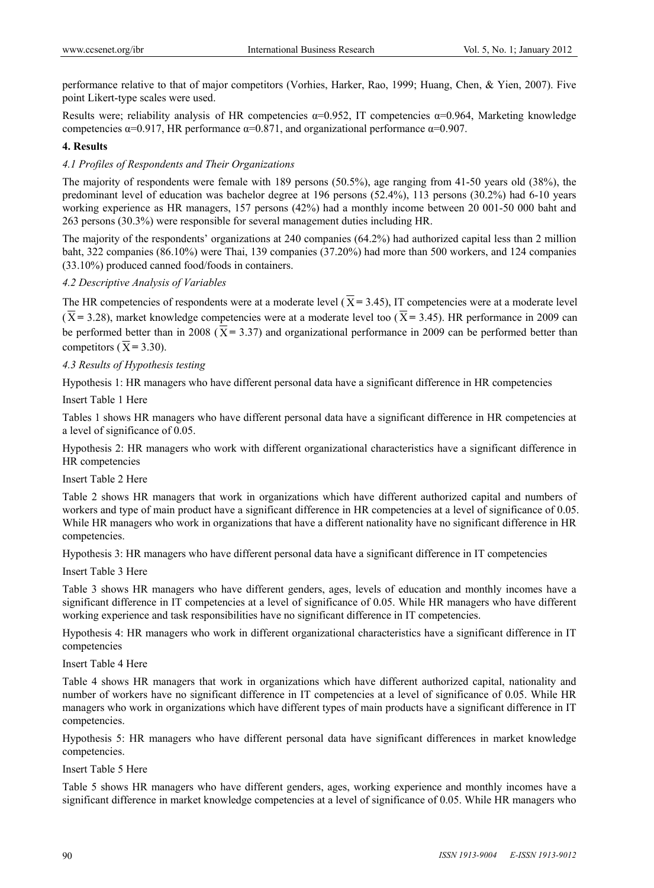performance relative to that of major competitors (Vorhies, Harker, Rao, 1999; Huang, Chen, & Yien, 2007). Five point Likert-type scales were used.

Results were; reliability analysis of HR competencies α=0.952, IT competencies α=0.964, Marketing knowledge competencies α=0.917, HR performance α=0.871, and organizational performance α=0.907.

## 4. Results

### *4.1 Profiles of Respondents and Their Organizations*

The majority of respondents were female with 189 persons (50.5%), age ranging from 41-50 years old (38%), the predominant level of education was bachelor degree at 196 persons (52.4%), 113 persons (30.2%) had 6-10 years working experience as HR managers, 157 persons (42%) had a monthly income between 20 001-50 000 baht and 263 persons (30.3%) were responsible for several management duties including HR.

The majority of the respondents' organizations at 240 companies (64.2%) had authorized capital less than 2 million baht, 322 companies (86.10%) were Thai, 139 companies (37.20%) had more than 500 workers, and 124 companies (33.10%) produced canned food/foods in containers.

### *4.2 Descriptive Analysis of Variables*

The HR competencies of respondents were at a moderate level ($\overline{X}$ = 3.45), IT competencies were at a moderate level ($\overline{X}$ = 3.28), market knowledge competencies were at a moderate level too ($\overline{X}$ = 3.45). HR performance in 2009 can be performed better than in 2008 ($\overline{X}$ = 3.37) and organizational performance in 2009 can be performed better than competitors ($\overline{X}$ = 3.30).

### *4.3 Results of Hypothesis testing*

Hypothesis 1: HR managers who have different personal data have a significant difference in HR competencies

Insert Table 1 Here

Tables 1 shows HR managers who have different personal data have a significant difference in HR competencies at a level of significance of 0.05.

Hypothesis 2: HR managers who work with different organizational characteristics have a significant difference in HR competencies

Insert Table 2 Here

Table 2 shows HR managers that work in organizations which have different authorized capital and numbers of workers and type of main product have a significant difference in HR competencies at a level of significance of 0.05. While HR managers who work in organizations that have a different nationality have no significant difference in HR competencies.

Hypothesis 3: HR managers who have different personal data have a significant difference in IT competencies

Insert Table 3 Here

Table 3 shows HR managers who have different genders, ages, levels of education and monthly incomes have a significant difference in IT competencies at a level of significance of 0.05. While HR managers who have different working experience and task responsibilities have no significant difference in IT competencies.

Hypothesis 4: HR managers who work in different organizational characteristics have a significant difference in IT competencies

Insert Table 4 Here

Table 4 shows HR managers that work in organizations which have different authorized capital, nationality and number of workers have no significant difference in IT competencies at a level of significance of 0.05. While HR managers who work in organizations which have different types of main products have a significant difference in IT competencies.

Hypothesis 5: HR managers who have different personal data have significant differences in market knowledge competencies.

Insert Table 5 Here

Table 5 shows HR managers who have different genders, ages, working experience and monthly incomes have a significant difference in market knowledge competencies at a level of significance of 0.05. While HR managers who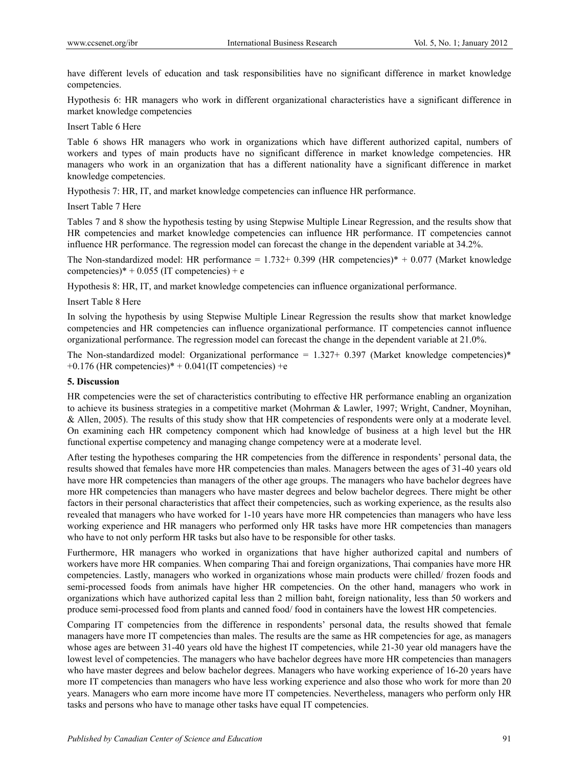have different levels of education and task responsibilities have no significant difference in market knowledge competencies.

Hypothesis 6: HR managers who work in different organizational characteristics have a significant difference in market knowledge competencies

Insert Table 6 Here

Table 6 shows HR managers who work in organizations which have different authorized capital, numbers of workers and types of main products have no significant difference in market knowledge competencies. HR managers who work in an organization that has a different nationality have a significant difference in market knowledge competencies.

Hypothesis 7: HR, IT, and market knowledge competencies can influence HR performance.

Insert Table 7 Here

Tables 7 and 8 show the hypothesis testing by using Stepwise Multiple Linear Regression, and the results show that HR competencies and market knowledge competencies can influence HR performance. IT competencies cannot influence HR performance. The regression model can forecast the change in the dependent variable at 34.2%.

The Non-standardized model: HR performance = 1.732+ 0.399 (HR competencies)* + 0.077 (Market knowledge competencies)* + 0.055 (IT competencies) + e

Hypothesis 8: HR, IT, and market knowledge competencies can influence organizational performance.

Insert Table 8 Here

In solving the hypothesis by using Stepwise Multiple Linear Regression the results show that market knowledge competencies and HR competencies can influence organizational performance. IT competencies cannot influence organizational performance. The regression model can forecast the change in the dependent variable at 21.0%.

The Non-standardized model: Organizational performance = 1.327+ 0.397 (Market knowledge competencies)* +0.176 (HR competencies)* + 0.041(IT competencies) +e

## 5. Discussion

HR competencies were the set of characteristics contributing to effective HR performance enabling an organization to achieve its business strategies in a competitive market (Mohrman & Lawler, 1997; Wright, Candner, Moynihan, & Allen, 2005). The results of this study show that HR competencies of respondents were only at a moderate level. On examining each HR competency component which had knowledge of business at a high level but the HR functional expertise competency and managing change competency were at a moderate level.

After testing the hypotheses comparing the HR competencies from the difference in respondents' personal data, the results showed that females have more HR competencies than males. Managers between the ages of 31-40 years old have more HR competencies than managers of the other age groups. The managers who have bachelor degrees have more HR competencies than managers who have master degrees and below bachelor degrees. There might be other factors in their personal characteristics that affect their competencies, such as working experience, as the results also revealed that managers who have worked for 1-10 years have more HR competencies than managers who have less working experience and HR managers who performed only HR tasks have more HR competencies than managers who have to not only perform HR tasks but also have to be responsible for other tasks.

Furthermore, HR managers who worked in organizations that have higher authorized capital and numbers of workers have more HR companies. When comparing Thai and foreign organizations, Thai companies have more HR competencies. Lastly, managers who worked in organizations whose main products were chilled/ frozen foods and semi-processed foods from animals have higher HR competencies. On the other hand, managers who work in organizations which have authorized capital less than 2 million baht, foreign nationality, less than 50 workers and produce semi-processed food from plants and canned food/ food in containers have the lowest HR competencies.

Comparing IT competencies from the difference in respondents' personal data, the results showed that female managers have more IT competencies than males. The results are the same as HR competencies for age, as managers whose ages are between 31-40 years old have the highest IT competencies, while 21-30 year old managers have the lowest level of competencies. The managers who have bachelor degrees have more HR competencies than managers who have master degrees and below bachelor degrees. Managers who have working experience of 16-20 years have more IT competencies than managers who have less working experience and also those who work for more than 20 years. Managers who earn more income have more IT competencies. Nevertheless, managers who perform only HR tasks and persons who have to manage other tasks have equal IT competencies.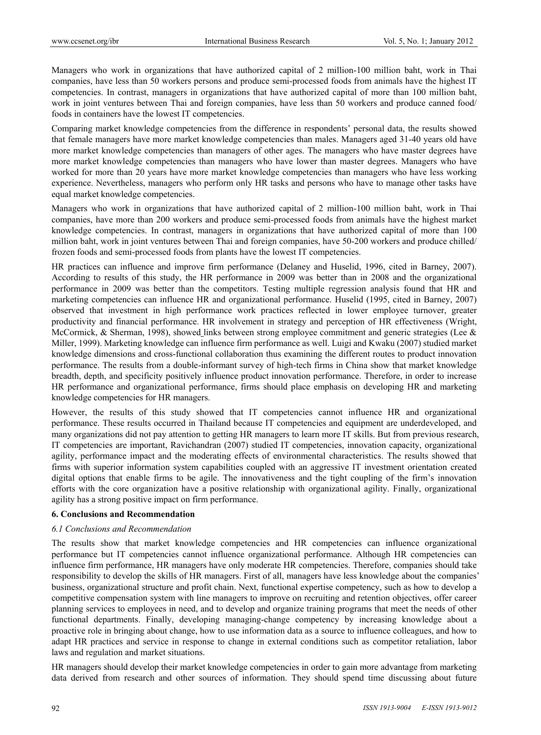Managers who work in organizations that have authorized capital of 2 million-100 million baht, work in Thai companies, have less than 50 workers persons and produce semi-processed foods from animals have the highest IT competencies. In contrast, managers in organizations that have authorized capital of more than 100 million baht, work in joint ventures between Thai and foreign companies, have less than 50 workers and produce canned food/ foods in containers have the lowest IT competencies.

Comparing market knowledge competencies from the difference in respondents' personal data, the results showed that female managers have more market knowledge competencies than males. Managers aged 31-40 years old have more market knowledge competencies than managers of other ages. The managers who have master degrees have more market knowledge competencies than managers who have lower than master degrees. Managers who have worked for more than 20 years have more market knowledge competencies than managers who have less working experience. Nevertheless, managers who perform only HR tasks and persons who have to manage other tasks have equal market knowledge competencies.

Managers who work in organizations that have authorized capital of 2 million-100 million baht, work in Thai companies, have more than 200 workers and produce semi-processed foods from animals have the highest market knowledge competencies. In contrast, managers in organizations that have authorized capital of more than 100 million baht, work in joint ventures between Thai and foreign companies, have 50-200 workers and produce chilled/ frozen foods and semi-processed foods from plants have the lowest IT competencies.

HR practices can influence and improve firm performance (Delaney and Huselid, 1996, cited in Barney, 2007). According to results of this study, the HR performance in 2009 was better than in 2008 and the organizational performance in 2009 was better than the competitors. Testing multiple regression analysis found that HR and marketing competencies can influence HR and organizational performance. Huselid (1995, cited in Barney, 2007) observed that investment in high performance work practices reflected in lower employee turnover, greater productivity and financial performance. HR involvement in strategy and perception of HR effectiveness (Wright, McCormick, & Sherman, 1998), showed links between strong employee commitment and generic strategies (Lee & Miller, 1999). Marketing knowledge can influence firm performance as well. Luigi and Kwaku (2007) studied market knowledge dimensions and cross-functional collaboration thus examining the different routes to product innovation performance. The results from a double-informant survey of high-tech firms in China show that market knowledge breadth, depth, and specificity positively influence product innovation performance. Therefore, in order to increase HR performance and organizational performance, firms should place emphasis on developing HR and marketing knowledge competencies for HR managers.

However, the results of this study showed that IT competencies cannot influence HR and organizational performance. These results occurred in Thailand because IT competencies and equipment are underdeveloped, and many organizations did not pay attention to getting HR managers to learn more IT skills. But from previous research, IT competencies are important, Ravichandran (2007) studied IT competencies, innovation capacity, organizational agility, performance impact and the moderating effects of environmental characteristics. The results showed that firms with superior information system capabilities coupled with an aggressive IT investment orientation created digital options that enable firms to be agile. The innovativeness and the tight coupling of the firm's innovation efforts with the core organization have a positive relationship with organizational agility. Finally, organizational agility has a strong positive impact on firm performance.

## 6. Conclusions and Recommendation

### *6.1 Conclusions and Recommendation*

The results show that market knowledge competencies and HR competencies can influence organizational performance but IT competencies cannot influence organizational performance. Although HR competencies can influence firm performance, HR managers have only moderate HR competencies. Therefore, companies should take responsibility to develop the skills of HR managers. First of all, managers have less knowledge about the companies' business, organizational structure and profit chain. Next, functional expertise competency, such as how to develop a competitive compensation system with line managers to improve on recruiting and retention objectives, offer career planning services to employees in need, and to develop and organize training programs that meet the needs of other functional departments. Finally, developing managing-change competency by increasing knowledge about a proactive role in bringing about change, how to use information data as a source to influence colleagues, and how to adapt HR practices and service in response to change in external conditions such as competitor retaliation, labor laws and regulation and market situations.

HR managers should develop their market knowledge competencies in order to gain more advantage from marketing data derived from research and other sources of information. They should spend time discussing about future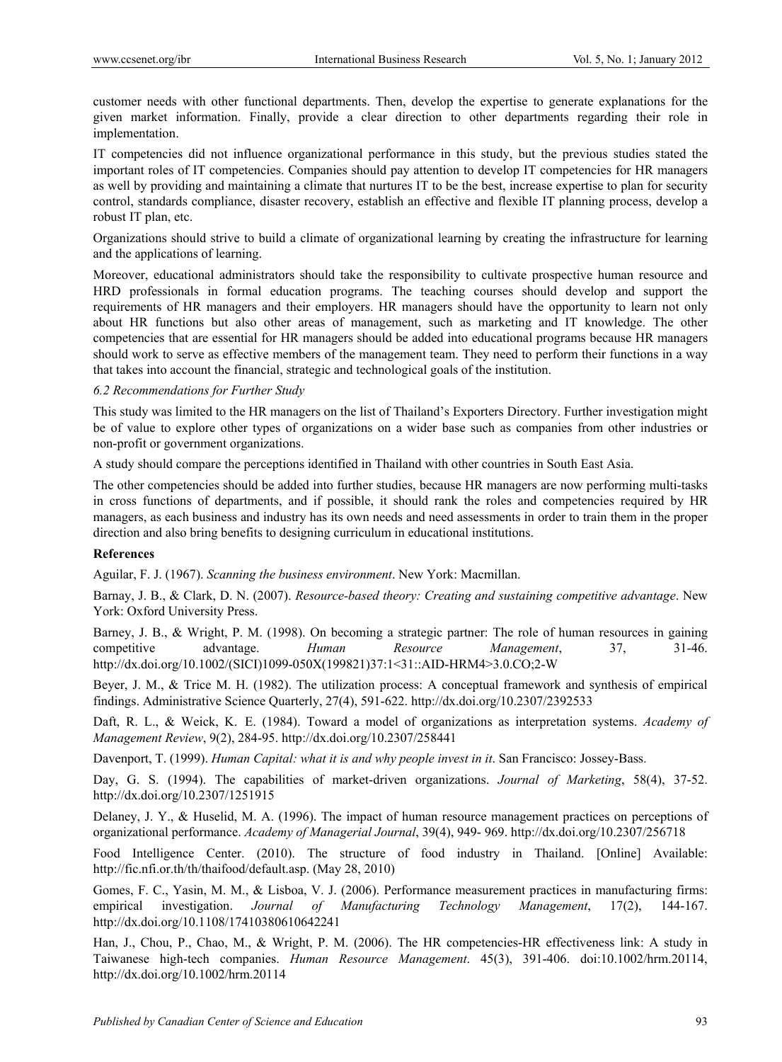customer needs with other functional departments. Then, develop the expertise to generate explanations for the given market information. Finally, provide a clear direction to other departments regarding their role in implementation.

IT competencies did not influence organizational performance in this study, but the previous studies stated the important roles of IT competencies. Companies should pay attention to develop IT competencies for HR managers as well by providing and maintaining a climate that nurtures IT to be the best, increase expertise to plan for security control, standards compliance, disaster recovery, establish an effective and flexible IT planning process, develop a robust IT plan, etc.

Organizations should strive to build a climate of organizational learning by creating the infrastructure for learning and the applications of learning.

Moreover, educational administrators should take the responsibility to cultivate prospective human resource and HRD professionals in formal education programs. The teaching courses should develop and support the requirements of HR managers and their employers. HR managers should have the opportunity to learn not only about HR functions but also other areas of management, such as marketing and IT knowledge. The other competencies that are essential for HR managers should be added into educational programs because HR managers should work to serve as effective members of the management team. They need to perform their functions in a way that takes into account the financial, strategic and technological goals of the institution.

### *6.2 Recommendations for Further Study*

This study was limited to the HR managers on the list of Thailand's Exporters Directory. Further investigation might be of value to explore other types of organizations on a wider base such as companies from other industries or non-profit or government organizations.

A study should compare the perceptions identified in Thailand with other countries in South East Asia.

The other competencies should be added into further studies, because HR managers are now performing multi-tasks in cross functions of departments, and if possible, it should rank the roles and competencies required by HR managers, as each business and industry has its own needs and need assessments in order to train them in the proper direction and also bring benefits to designing curriculum in educational institutions.

## References

Aguilar, F. J. (1967). *Scanning the business environment*. New York: Macmillan.

Barnay, J. B., & Clark, D. N. (2007). *Resource-based theory: Creating and sustaining competitive advantage*. New York: Oxford University Press.

Barney, J. B., & Wright, P. M. (1998). On becoming a strategic partner: The role of human resources in gaining competitive advantage. *Human Resource Management*, 37, 31-46. http://dx.doi.org/10.1002/(SICI)1099-050X(199821)37:1<31::AID-HRM4>3.0.CO;2-W

Beyer, J. M., & Trice M. H. (1982). The utilization process: A conceptual framework and synthesis of empirical findings. Administrative Science Quarterly, 27(4), 591-622. http://dx.doi.org/10.2307/2392533

Daft, R. L., & Weick, K. E. (1984). Toward a model of organizations as interpretation systems. *Academy of Management Review*, 9(2), 284-95. http://dx.doi.org/10.2307/258441

Davenport, T. (1999). *Human Capital: what it is and why people invest in it*. San Francisco: Jossey-Bass.

Day, G. S. (1994). The capabilities of market-driven organizations. *Journal of Marketing*, 58(4), 37-52. http://dx.doi.org/10.2307/1251915

Delaney, J. Y., & Huselid, M. A. (1996). The impact of human resource management practices on perceptions of organizational performance. *Academy of Managerial Journal*, 39(4), 949- 969. http://dx.doi.org/10.2307/256718

Food Intelligence Center. (2010). The structure of food industry in Thailand. [Online] Available: http://fic.nfi.or.th/th/thaifood/default.asp. (May 28, 2010)

Gomes, F. C., Yasin, M. M., & Lisboa, V. J. (2006). Performance measurement practices in manufacturing firms: empirical investigation. *Journal of Manufacturing Technology Management*, 17(2), 144-167. http://dx.doi.org/10.1108/17410380610642241

Han, J., Chou, P., Chao, M., & Wright, P. M. (2006). The HR competencies-HR effectiveness link: A study in Taiwanese high-tech companies. *Human Resource Management*. 45(3), 391-406. doi:10.1002/hrm.20114, http://dx.doi.org/10.1002/hrm.20114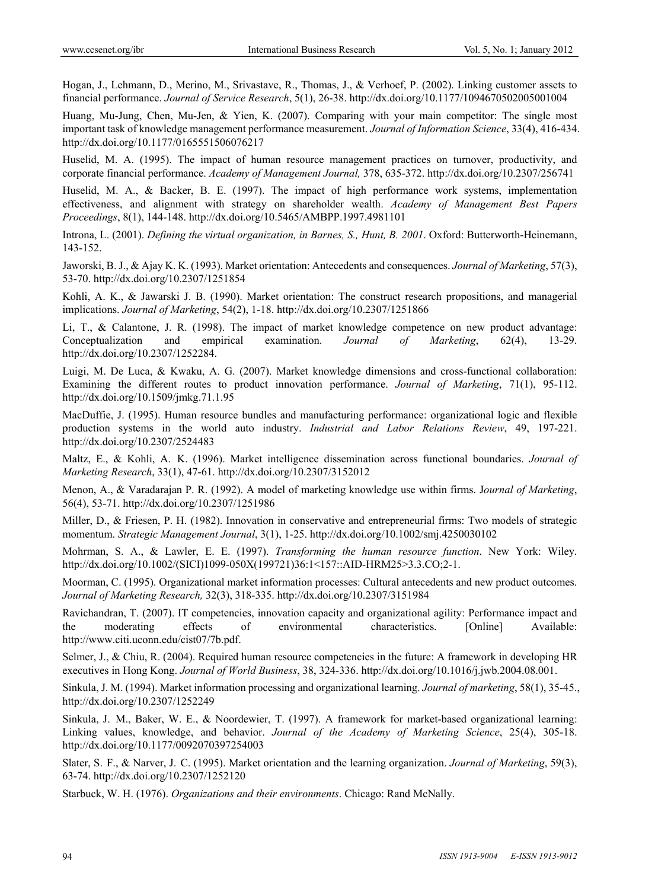Hogan, J., Lehmann, D., Merino, M., Srivastave, R., Thomas, J., & Verhoef, P. (2002). Linking customer assets to financial performance. *Journal of Service Research*, 5(1), 26-38. http://dx.doi.org/10.1177/1094670502005001004

Huang, Mu-Jung, Chen, Mu-Jen, & Yien, K. (2007). Comparing with your main competitor: The single most important task of knowledge management performance measurement. *Journal of Information Science*, 33(4), 416-434. http://dx.doi.org/10.1177/0165551506076217

Huselid, M. A. (1995). The impact of human resource management practices on turnover, productivity, and corporate financial performance. *Academy of Management Journal,* 378, 635-372. http://dx.doi.org/10.2307/256741

Huselid, M. A., & Backer, B. E. (1997). The impact of high performance work systems, implementation effectiveness, and alignment with strategy on shareholder wealth. *Academy of Management Best Papers Proceedings*, 8(1), 144-148. http://dx.doi.org/10.5465/AMBPP.1997.4981101

Introna, L. (2001). *Defining the virtual organization, in Barnes, S., Hunt, B. 2001*. Oxford: Butterworth-Heinemann, 143-152.

Jaworski, B. J., & Ajay K. K. (1993). Market orientation: Antecedents and consequences. *Journal of Marketing*, 57(3), 53-70. http://dx.doi.org/10.2307/1251854

Kohli, A. K., & Jawarski J. B. (1990). Market orientation: The construct research propositions, and managerial implications. *Journal of Marketing*, 54(2), 1-18. http://dx.doi.org/10.2307/1251866

Li, T., & Calantone, J. R. (1998). The impact of market knowledge competence on new product advantage: Conceptualization and empirical examination. *Journal of Marketing*, 62(4), 13-29. http://dx.doi.org/10.2307/1252284.

Luigi, M. De Luca, & Kwaku, A. G. (2007). Market knowledge dimensions and cross-functional collaboration: Examining the different routes to product innovation performance. *Journal of Marketing*, 71(1), 95-112. http://dx.doi.org/10.1509/jmkg.71.1.95

MacDuffie, J. (1995). Human resource bundles and manufacturing performance: organizational logic and flexible production systems in the world auto industry. *Industrial and Labor Relations Review*, 49, 197-221. http://dx.doi.org/10.2307/2524483

Maltz, E., & Kohli, A. K. (1996). Market intelligence dissemination across functional boundaries. *Journal of Marketing Research*, 33(1), 47-61. http://dx.doi.org/10.2307/3152012

Menon, A., & Varadarajan P. R. (1992). A model of marketing knowledge use within firms. J*ournal of Marketing*, 56(4), 53-71. http://dx.doi.org/10.2307/1251986

Miller, D., & Friesen, P. H. (1982). Innovation in conservative and entrepreneurial firms: Two models of strategic momentum. *Strategic Management Journal*, 3(1), 1-25. http://dx.doi.org/10.1002/smj.4250030102

Mohrman, S. A., & Lawler, E. E. (1997). *Transforming the human resource function*. New York: Wiley. http://dx.doi.org/10.1002/(SICI)1099-050X(199721)36:1<157::AID-HRM25>3.3.CO;2-1.

Moorman, C. (1995). Organizational market information processes: Cultural antecedents and new product outcomes. *Journal of Marketing Research,* 32(3), 318-335. http://dx.doi.org/10.2307/3151984

Ravichandran, T. (2007). IT competencies, innovation capacity and organizational agility: Performance impact and the moderating effects of environmental characteristics. [Online] Available: http://www.citi.uconn.edu/cist07/7b.pdf.

Selmer, J., & Chiu, R. (2004). Required human resource competencies in the future: A framework in developing HR executives in Hong Kong. *Journal of World Business*, 38, 324-336. http://dx.doi.org/10.1016/j.jwb.2004.08.001.

Sinkula, J. M. (1994). Market information processing and organizational learning. *Journal of marketing*, 58(1), 35-45., http://dx.doi.org/10.2307/1252249

Sinkula, J. M., Baker, W. E., & Noordewier, T. (1997). A framework for market-based organizational learning: Linking values, knowledge, and behavior. *Journal of the Academy of Marketing Science*, 25(4), 305-18. http://dx.doi.org/10.1177/0092070397254003

Slater, S. F., & Narver, J. C. (1995). Market orientation and the learning organization. *Journal of Marketing*, 59(3), 63-74. http://dx.doi.org/10.2307/1252120

Starbuck, W. H. (1976). *Organizations and their environments*. Chicago: Rand McNally.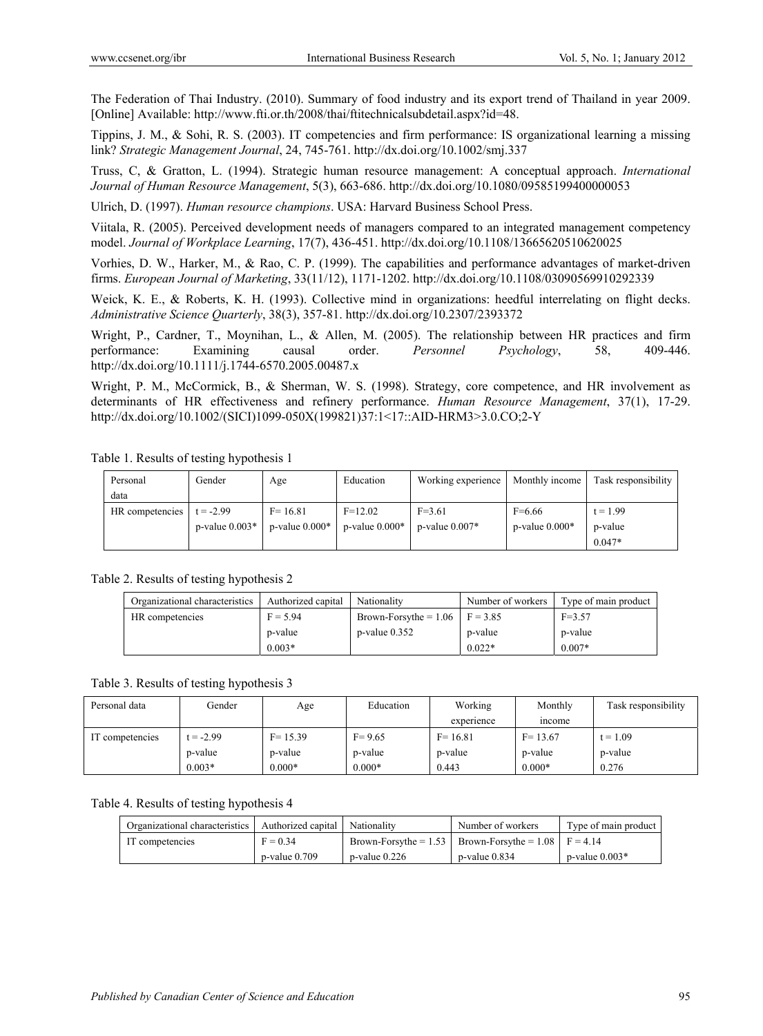The Federation of Thai Industry. (2010). Summary of food industry and its export trend of Thailand in year 2009. [Online] Available: http://www.fti.or.th/2008/thai/ftitechnicalsubdetail.aspx?id=48.

Tippins, J. M., & Sohi, R. S. (2003). IT competencies and firm performance: IS organizational learning a missing link? *Strategic Management Journal*, 24, 745-761. http://dx.doi.org/10.1002/smj.337

Truss, C, & Gratton, L. (1994). Strategic human resource management: A conceptual approach. *International Journal of Human Resource Management*, 5(3), 663-686. http://dx.doi.org/10.1080/09585199400000053

Ulrich, D. (1997). *Human resource champions*. USA: Harvard Business School Press.

Viitala, R. (2005). Perceived development needs of managers compared to an integrated management competency model. *Journal of Workplace Learning*, 17(7), 436-451. http://dx.doi.org/10.1108/13665620510620025

Vorhies, D. W., Harker, M., & Rao, C. P. (1999). The capabilities and performance advantages of market-driven firms. *European Journal of Marketing*, 33(11/12), 1171-1202. http://dx.doi.org/10.1108/03090569910292339

Weick, K. E., & Roberts, K. H. (1993). Collective mind in organizations: heedful interrelating on flight decks. *Administrative Science Quarterly*, 38(3), 357-81. http://dx.doi.org/10.2307/2393372

Wright, P., Cardner, T., Moynihan, L., & Allen, M. (2005). The relationship between HR practices and firm performance: Examining causal order. *Personnel Psychology*, 58, 409-446. http://dx.doi.org/10.1111/j.1744-6570.2005.00487.x

Wright, P. M., McCormick, B., & Sherman, W. S. (1998). Strategy, core competence, and HR involvement as determinants of HR effectiveness and refinery performance. *Human Resource Management*, 37(1), 17-29. http://dx.doi.org/10.1002/(SICI)1099-050X(199821)37:1<17::AID-HRM3>3.0.CO;2-Y

Table 1. Results of testing hypothesis 1

| Personal data | Gender | Age | Education | Working experience | Monthly income | Task responsibility |
|---|---|---|---|---|---|---|
| HR competencies | t = -2.99 p-value 0.003* | F= 16.81 p-value 0.000* | F=12.02 p-value 0.000* | F=3.61 p-value 0.007* | F=6.66 p-value 0.000* | t = 1.99 p-value 0.047* |

Table 2. Results of testing hypothesis 2

| Organizational characteristics | Authorized capital | Nationality | Number of workers | Type of main product |
|---|---|---|---|---|
| HR competencies | F = 5.94 p-value 0.003* | Brown-Forsythe = 1.06 p-value 0.352 | F = 3.85 p-value 0.022* | F=3.57 p-value 0.007* |

Table 3. Results of testing hypothesis 3

| Personal data | Gender | Age | Education | Working experience | Monthly income | Task responsibility |
|---|---|---|---|---|---|---|
| IT competencies | t = -2.99 p-value 0.003* | F= 15.39 p-value 0.000* | F= 9.65 p-value 0.000* | F= 16.81 p-value 0.443 | F= 13.67 p-value 0.000* | t = 1.09 p-value 0.276 |

Table 4. Results of testing hypothesis 4

| Organizational characteristics | Authorized capital | Nationality | Number of workers | Type of main product |
|---|---|---|---|---|
| IT competencies | F = 0.34 p-value 0.709 | Brown-Forsythe = 1.53 p-value 0.226 | Brown-Forsythe = 1.08 p-value 0.834 | F = 4.14 p-value 0.003* |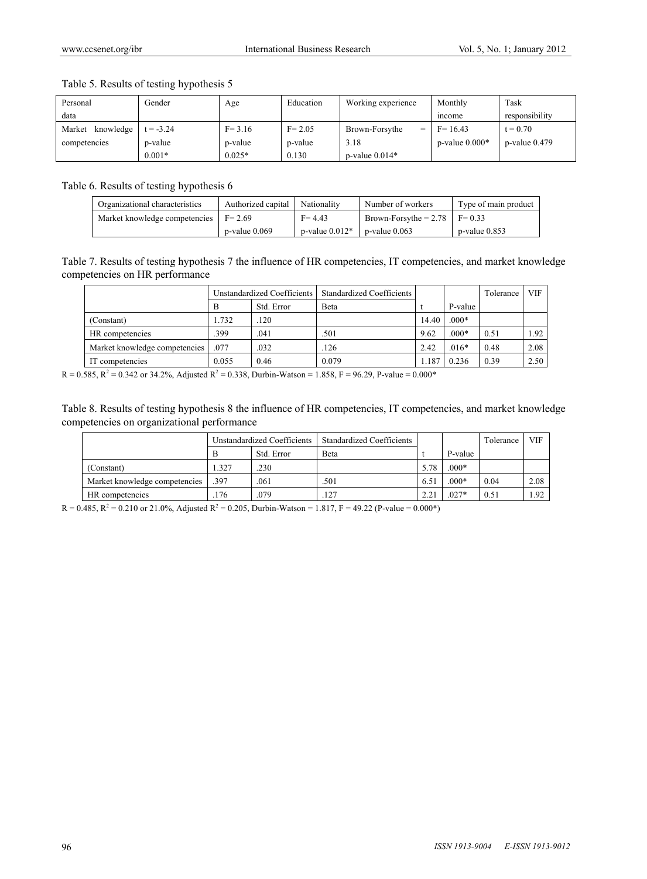Table 5. Results of testing hypothesis 5

| Personal data | Gender | Age | Education | Working experience | Monthly income | Task responsibility |
|---|---|---|---|---|---|---|
| Market knowledge competencies | t = -3.24 p-value 0.001* | F= 3.16 p-value 0.025* | F= 2.05 p-value 0.130 | Brown-Forsythe = 3.18 p-value 0.014* | F= 16.43 p-value 0.000* | t = 0.70 p-value 0.479 |

Table 6. Results of testing hypothesis 6

| Organizational characteristics | Authorized capital | Nationality | Number of workers | Type of main product |
|---|---|---|---|---|
| Market knowledge competencies | F= 2.69 p-value 0.069 | F= 4.43 p-value 0.012* | Brown-Forsythe = 2.78 p-value 0.063 | F= 0.33 p-value 0.853 |

Table 7. Results of testing hypothesis 7 the influence of HR competencies, IT competencies, and market knowledge competencies on HR performance

| | Unstandardized Coefficients | | Standardized Coefficients | | | Tolerance | VIF |
|---|---|---|---|---|---|---|---|
| | B | Std. Error | Beta | t | P-value | | |
| (Constant) | 1.732 | .120 | | 14.40 | .000* | | |
| HR competencies | .399 | .041 | .501 | 9.62 | .000* | 0.51 | 1.92 |
| Market knowledge competencies | .077 | .032 | .126 | 2.42 | .016* | 0.48 | 2.08 |
| IT competencies | 0.055 | 0.46 | 0.079 | 1.187 | 0.236 | 0.39 | 2.50 |

R = 0.585, $R^2$ = 0.342 or 34.2%, Adjusted $R^2$ = 0.338, Durbin-Watson = 1.858, F = 96.29, P-value = 0.000*

Table 8. Results of testing hypothesis 8 the influence of HR competencies, IT competencies, and market knowledge competencies on organizational performance

| | Unstandardized Coefficients | | Standardized Coefficients | | | Tolerance | VIF |
|---|---|---|---|---|---|---|---|
| | B | Std. Error | Beta | t | P-value | | |
| (Constant) | 1.327 | .230 | | 5.78 | .000* | | |
| Market knowledge competencies | .397 | .061 | .501 | 6.51 | .000* | 0.04 | 2.08 |
| HR competencies | .176 | .079 | .127 | 2.21 | .027* | 0.51 | 1.92 |

R = 0.485, $R^2$ = 0.210 or 21.0%, Adjusted $R^2$ = 0.205, Durbin-Watson = 1.817, F = 49.22 (P-value = 0.000*)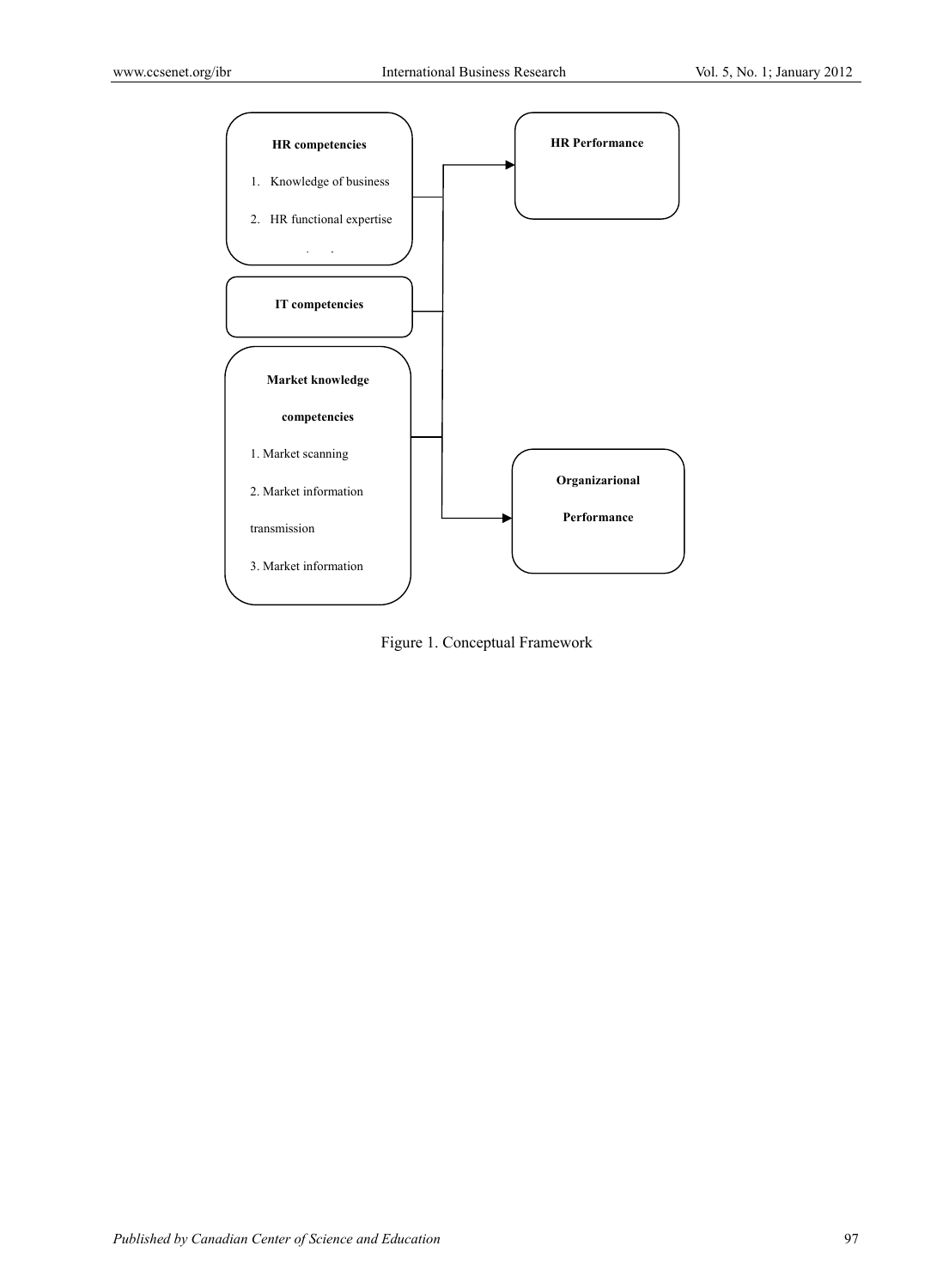HR competencies

1. Knowledge of business
2. HR functional expertise

IT competencies

Market knowledge competencies

1. Market scanning
2. Market information transmission
3. Market information

HR Performance

Organizarional Performance

Figure 1. Conceptual Framework